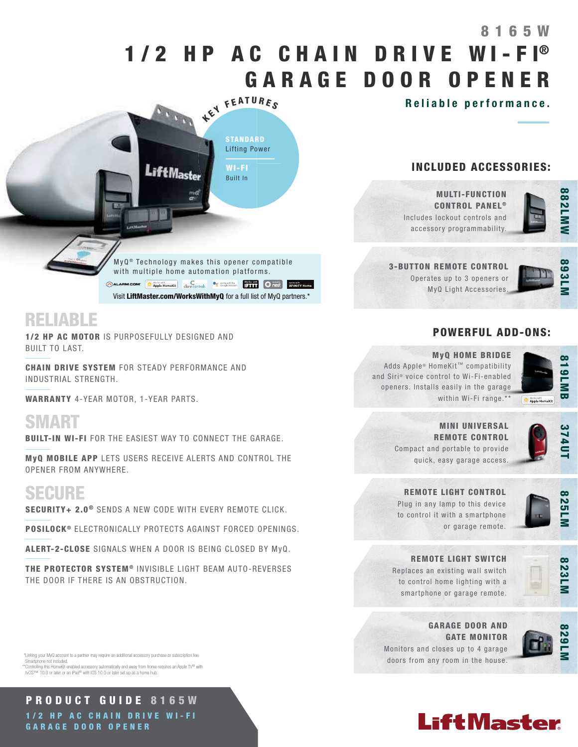# 8165W

# 1/2 HP AC CHAIN DRIVE WI-FI® GARAGE DOOR OPENER

**Reliable performance.**

## KEY FEATURES

**STANDARD** Lifting Power

**WI-FI** Built In

MyQ® Technology makes this opener compatible with multiple home automation platforms.

Visit **LiftMaster.com/WorksWithMyQ** for a full list of MyQ partners.*

## RELIABLE

**1/2 HP AC MOTOR** IS PURPOSEFULLY DESIGNED AND BUILT TO LAST.

**CHAIN DRIVE SYSTEM** FOR STEADY PERFORMANCE AND INDUSTRIAL STRENGTH.

**WARRANTY** 4-YEAR MOTOR, 1-YEAR PARTS.

## SMART

**BUILT-IN WI-FI** FOR THE EASIEST WAY TO CONNECT THE GARAGE.

**MyQ MOBILE APP** LETS USERS RECEIVE ALERTS AND CONTROL THE OPENER FROM ANYWHERE.

## SECURE

**SECURITY+ 2.0®** SENDS A NEW CODE WITH EVERY REMOTE CLICK.

**POSILOCK®** ELECTRONICALLY PROTECTS AGAINST FORCED OPENINGS.

**ALERT-2-CLOSE** SIGNALS WHEN A DOOR IS BEING CLOSED BY MyQ.

**THE PROTECTOR SYSTEM®** INVISIBLE LIGHT BEAM AUTO-REVERSES THE DOOR IF THERE IS AN OBSTRUCTION.

## INCLUDED ACCESSORIES:

**MULTI-FUNCTION CONTROL PANEL®** (882LMW)
Includes lockout controls and accessory programmability.

**3-BUTTON REMOTE CONTROL** (893LM)
Operates up to 3 openers or MyQ Light Accessories.

## POWERFUL ADD-ONS:

**MyQ HOME BRIDGE** (819LMB)
Adds Apple® HomeKit™ compatibility and Siri® voice control to Wi-Fi-enabled openers. Installs easily in the garage within Wi-Fi range.**

**MINI UNIVERSAL REMOTE CONTROL** (374UT)
Compact and portable to provide quick, easy garage access.

**REMOTE LIGHT CONTROL** (825LM)
Plug in any lamp to this device to control it with a smartphone or garage remote.

**REMOTE LIGHT SWITCH** (823LM)
Replaces an existing wall switch to control home lighting with a smartphone or garage remote.

**GARAGE DOOR AND GATE MONITOR** (829LM)
Monitors and closes up to 4 garage doors from any room in the house.

*Linking your MyQ account to a partner may require an additional accessory purchase or subscription fee. Smartphone not included.
**Controlling this HomeKit-enabled accessory automatically and away from home requires an Apple TV® with tvOS™ 10.0 or later or an iPad® with iOS 10.0 or later set up as a home hub.

**PRODUCT GUIDE 8165W**
**1/2 HP AC CHAIN DRIVE WI-FI GARAGE DOOR OPENER**

LiftMaster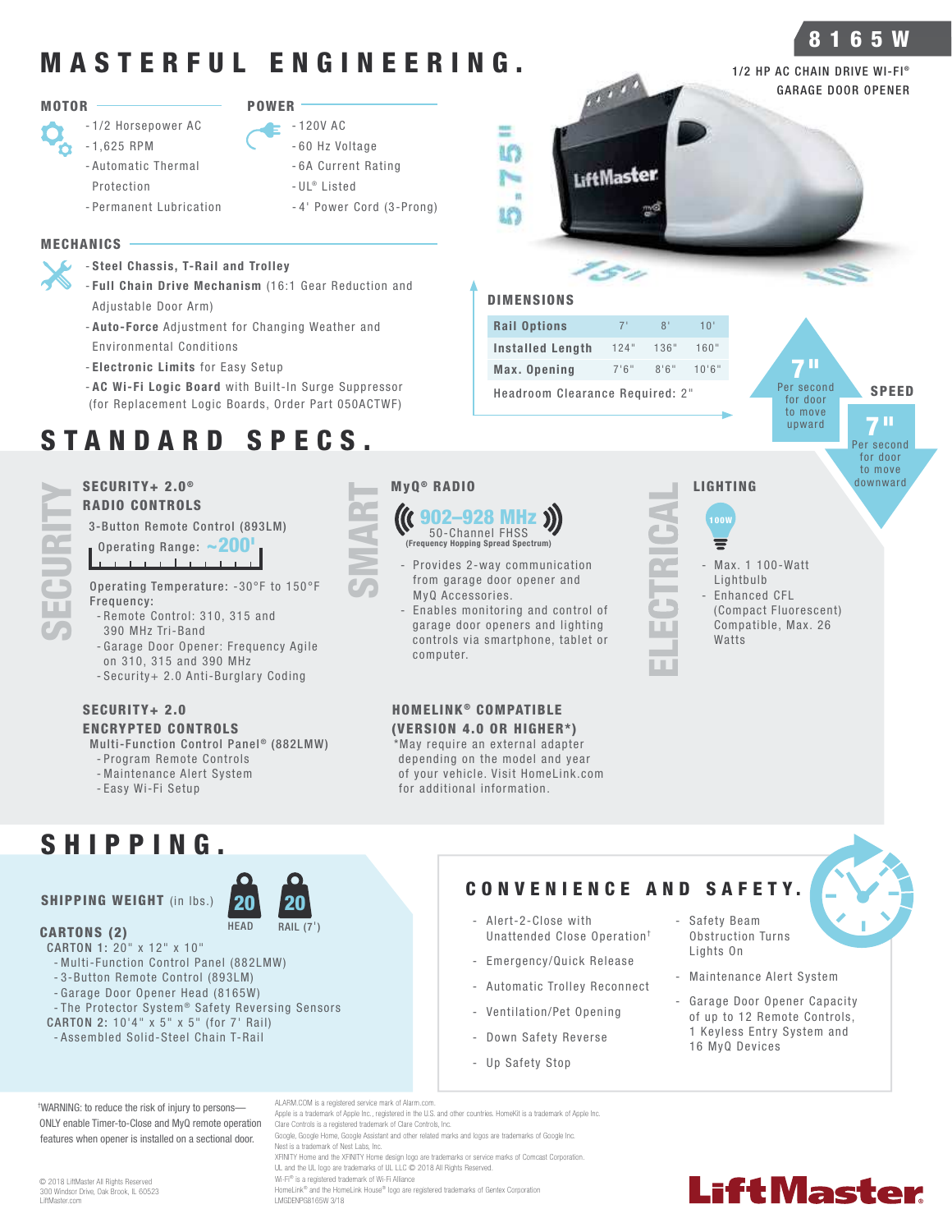# MASTERFUL ENGINEERING.

**8165W**

1/2 HP AC CHAIN DRIVE WI-FI® GARAGE DOOR OPENER

## MOTOR

- 1/2 Horsepower AC
- 1,625 RPM
- Automatic Thermal Protection
- Permanent Lubrication

## POWER

- 120V AC
- 60 Hz Voltage
- 6A Current Rating
- UL® Listed
- 4' Power Cord (3-Prong)

## MECHANICS

- **Steel Chassis, T-Rail and Trolley**
- **Full Chain Drive Mechanism** (16:1 Gear Reduction and Adjustable Door Arm)
- **Auto-Force** Adjustment for Changing Weather and Environmental Conditions
- **Electronic Limits** for Easy Setup
- **AC Wi-Fi Logic Board** with Built-In Surge Suppressor (for Replacement Logic Boards, Order Part 050ACTWF)

5.75"

15"

10"

## DIMENSIONS

| Rail Options | 7' | 8' | 10' |
|---|---|---|---|
| Installed Length | 124" | 136" | 160" |
| Max. Opening | 7'6" | 8'6" | 10'6" |

Headroom Clearance Required: 2"

## SPEED

**7"** Per second for door to move upward

**7"** Per second for door to move downward

# STANDARD SPECS.

## SECURITY

### SECURITY+ 2.0® RADIO CONTROLS

3-Button Remote Control (893LM)

Operating Range: ~200'

Operating Temperature: -30°F to 150°F

Frequency:

- Remote Control: 310, 315 and 390 MHz Tri-Band
- Garage Door Opener: Frequency Agile on 310, 315 and 390 MHz
- Security+ 2.0 Anti-Burglary Coding

### SECURITY+ 2.0 ENCRYPTED CONTROLS

Multi-Function Control Panel® (882LMW)

- Program Remote Controls
- Maintenance Alert System
- Easy Wi-Fi Setup

## SMART

### MyQ® RADIO

**902–928 MHz**

50-Channel FHSS (Frequency Hopping Spread Spectrum)

- Provides 2-way communication from garage door opener and MyQ Accessories.
- Enables monitoring and control of garage door openers and lighting controls via smartphone, tablet or computer.

### HOMELINK® COMPATIBLE (VERSION 4.0 OR HIGHER*)

*May require an external adapter depending on the model and year of your vehicle. Visit HomeLink.com for additional information.

## ELECTRICAL

### LIGHTING

100W

- Max. 1 100-Watt Lightbulb
- Enhanced CFL (Compact Fluorescent) Compatible, Max. 26 Watts

# SHIPPING.

**SHIPPING WEIGHT** (in lbs.)

20 HEAD

20 RAIL (7')

**CARTONS (2)**

CARTON 1: 20" x 12" x 10"

- Multi-Function Control Panel (882LMW)
- 3-Button Remote Control (893LM)
- Garage Door Opener Head (8165W)
- The Protector System® Safety Reversing Sensors

CARTON 2: 10'4" x 5" x 5" (for 7' Rail)

- Assembled Solid-Steel Chain T-Rail

# CONVENIENCE AND SAFETY.

- Alert-2-Close with Unattended Close Operation[†]
- Emergency/Quick Release
- Automatic Trolley Reconnect
- Ventilation/Pet Opening
- Down Safety Reverse
- Up Safety Stop
- Safety Beam Obstruction Turns Lights On
- Maintenance Alert System
- Garage Door Opener Capacity of up to 12 Remote Controls, 1 Keyless Entry System and 16 MyQ Devices

[†]WARNING: to reduce the risk of injury to persons—ONLY enable Timer-to-Close and MyQ remote operation features when opener is installed on a sectional door.

ALARM.COM is a registered service mark of Alarm.com.
Apple is a trademark of Apple Inc., registered in the U.S. and other countries. HomeKit is a trademark of Apple Inc.
Clare Controls is a registered trademark of Clare Controls, Inc.
Google, Google Home, Google Assistant and other related marks and logos are trademarks of Google Inc.
Nest is a trademark of Nest Labs, Inc.
XFINITY Home and the XFINITY Home design logo are trademarks or service marks of Comcast Corporation.
UL and the UL logo are trademarks of UL LLC © 2018 All Rights Reserved.
Wi-Fi® is a registered trademark of Wi-Fi Alliance
HomeLink® and the HomeLink House® logo are registered trademarks of Gentex Corporation
LMGDENPG8165W 3/18

© 2018 LiftMaster All Rights Reserved
300 Windsor Drive, Oak Brook, IL 60523
LiftMaster.com

LiftMaster